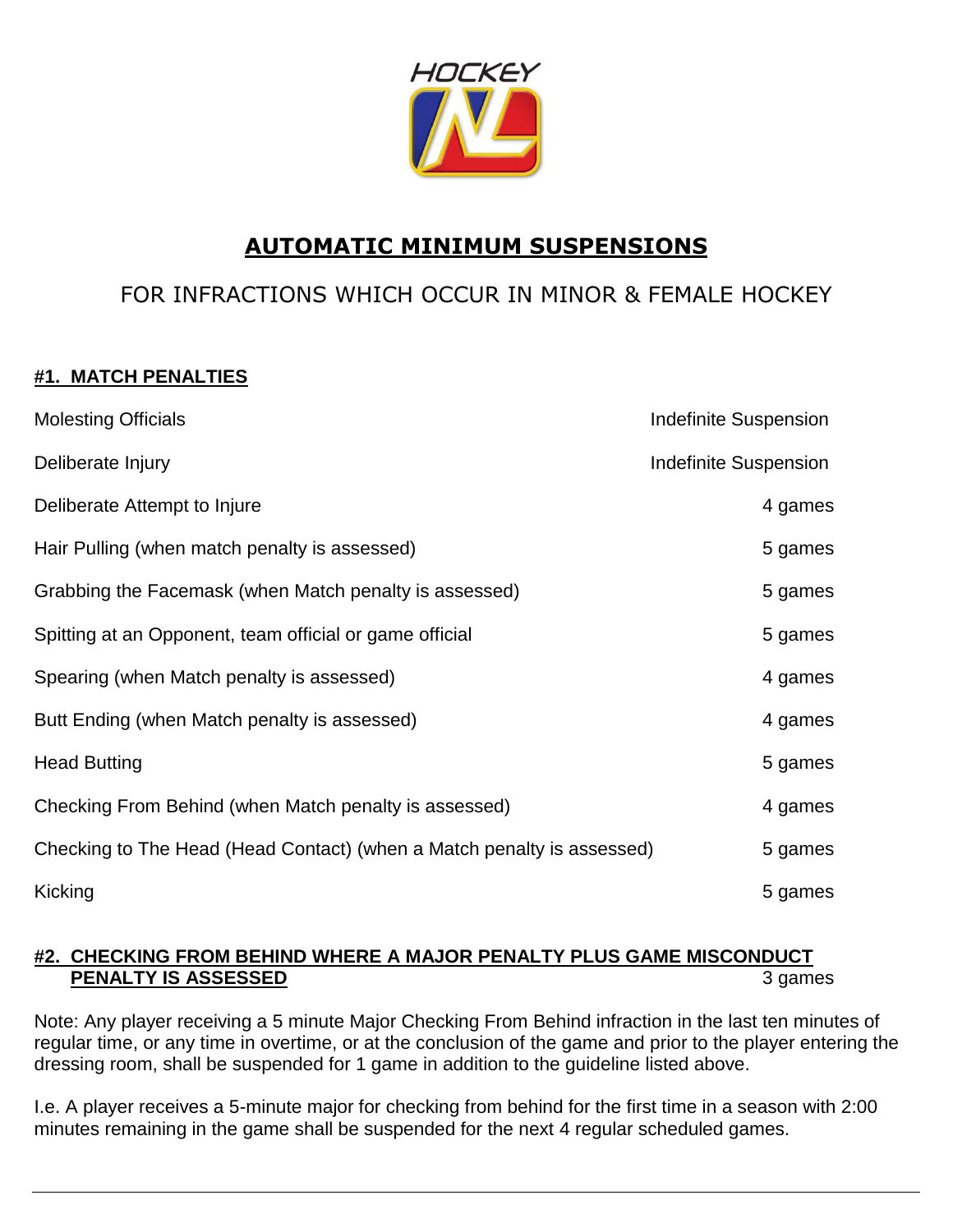# AUTOMATIC MINIMUM SUSPENSIONS

## FOR INFRACTIONS WHICH OCCUR IN MINOR & FEMALE HOCKEY

### #1. MATCH PENALTIES

| Infraction | Suspension |
| --- | --- |
| Molesting Officials | Indefinite Suspension |
| Deliberate Injury | Indefinite Suspension |
| Deliberate Attempt to Injure | 4 games |
| Hair Pulling (when match penalty is assessed) | 5 games |
| Grabbing the Facemask (when Match penalty is assessed) | 5 games |
| Spitting at an Opponent, team official or game official | 5 games |
| Spearing (when Match penalty is assessed) | 4 games |
| Butt Ending (when Match penalty is assessed) | 4 games |
| Head Butting | 5 games |
| Checking From Behind (when Match penalty is assessed) | 4 games |
| Checking to The Head (Head Contact) (when a Match penalty is assessed) | 5 games |
| Kicking | 5 games |

### #2. CHECKING FROM BEHIND WHERE A MAJOR PENALTY PLUS GAME MISCONDUCT PENALTY IS ASSESSED — 3 games

Note: Any player receiving a 5 minute Major Checking From Behind infraction in the last ten minutes of regular time, or any time in overtime, or at the conclusion of the game and prior to the player entering the dressing room, shall be suspended for 1 game in addition to the guideline listed above.

I.e. A player receives a 5-minute major for checking from behind for the first time in a season with 2:00 minutes remaining in the game shall be suspended for the next 4 regular scheduled games.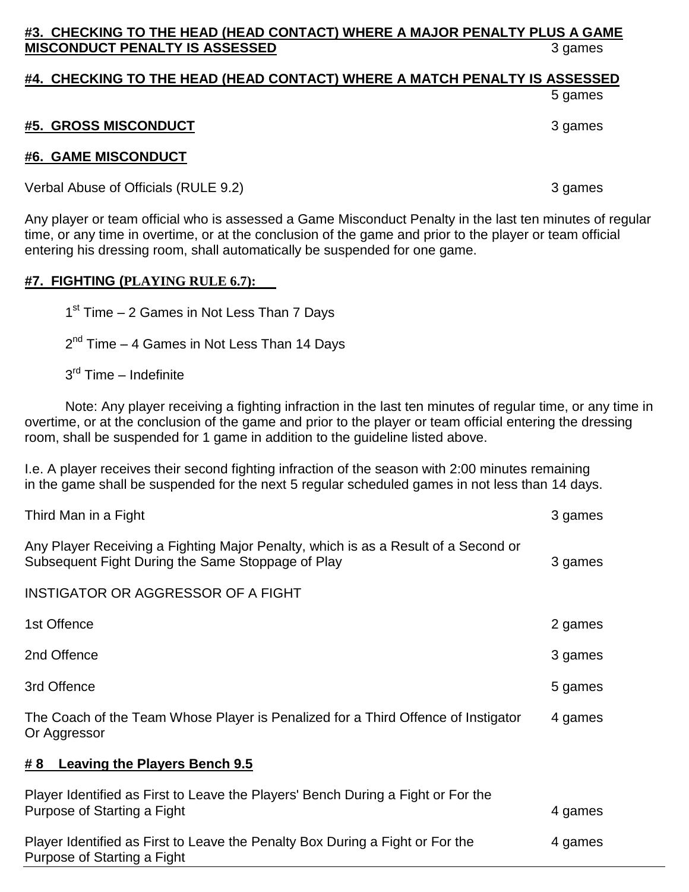**#3. CHECKING TO THE HEAD (HEAD CONTACT) WHERE A MAJOR PENALTY PLUS A GAME MISCONDUCT PENALTY IS ASSESSED** 3 games

**#4. CHECKING TO THE HEAD (HEAD CONTACT) WHERE A MATCH PENALTY IS ASSESSED** 5 games

**#5. GROSS MISCONDUCT** 3 games

**#6. GAME MISCONDUCT**

Verbal Abuse of Officials (RULE 9.2) 3 games

Any player or team official who is assessed a Game Misconduct Penalty in the last ten minutes of regular time, or any time in overtime, or at the conclusion of the game and prior to the player or team official entering his dressing room, shall automatically be suspended for one game.

**#7. FIGHTING (PLAYING RULE 6.7):**

1st Time – 2 Games in Not Less Than 7 Days

2nd Time – 4 Games in Not Less Than 14 Days

3rd Time – Indefinite

Note: Any player receiving a fighting infraction in the last ten minutes of regular time, or any time in overtime, or at the conclusion of the game and prior to the player or team official entering the dressing room, shall be suspended for 1 game in addition to the guideline listed above.

I.e. A player receives their second fighting infraction of the season with 2:00 minutes remaining in the game shall be suspended for the next 5 regular scheduled games in not less than 14 days.

Third Man in a Fight 3 games

Any Player Receiving a Fighting Major Penalty, which is as a Result of a Second or Subsequent Fight During the Same Stoppage of Play 3 games

INSTIGATOR OR AGGRESSOR OF A FIGHT

1st Offence 2 games

2nd Offence 3 games

3rd Offence 5 games

The Coach of the Team Whose Player is Penalized for a Third Offence of Instigator Or Aggressor 4 games

**# 8 Leaving the Players Bench 9.5**

Player Identified as First to Leave the Players' Bench During a Fight or For the Purpose of Starting a Fight 4 games

Player Identified as First to Leave the Penalty Box During a Fight or For the Purpose of Starting a Fight 4 games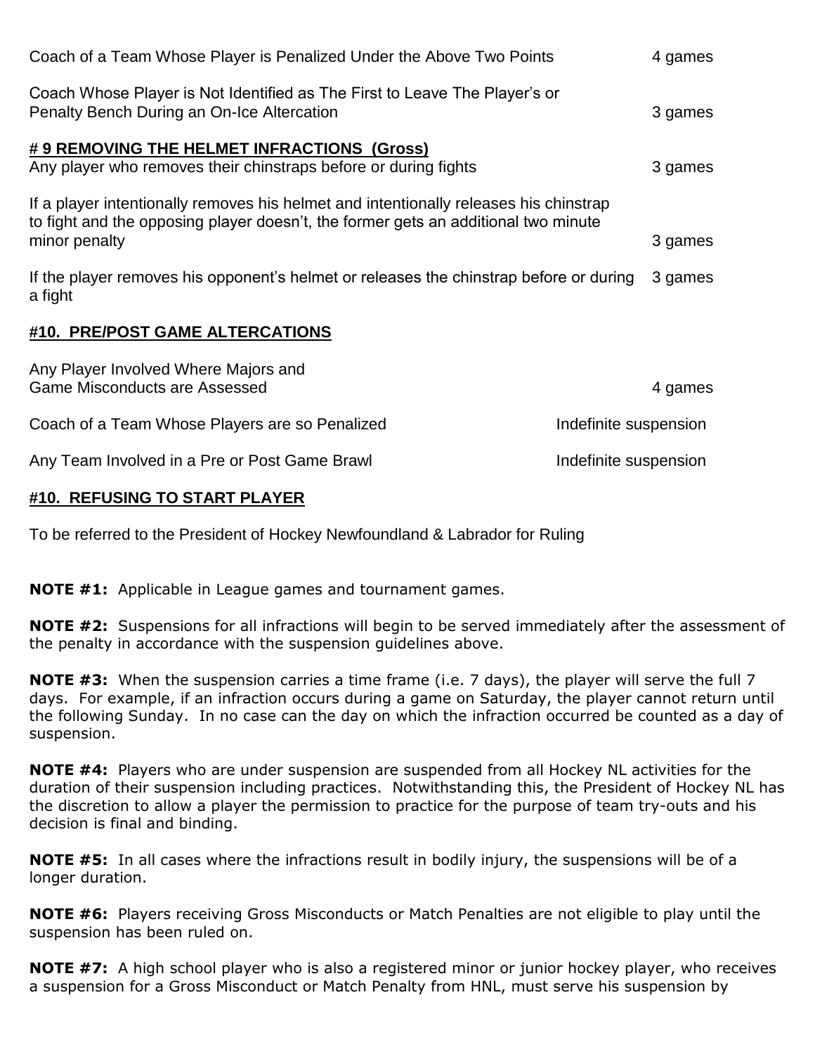| | |
|---|---|
| Coach of a Team Whose Player is Penalized Under the Above Two Points | 4 games |
| Coach Whose Player is Not Identified as The First to Leave The Player's or Penalty Bench During an On-Ice Altercation | 3 games |

**# 9 REMOVING THE HELMET INFRACTIONS (Gross)**

| | |
|---|---|
| Any player who removes their chinstraps before or during fights | 3 games |
| If a player intentionally removes his helmet and intentionally releases his chinstrap to fight and the opposing player doesn't, the former gets an additional two minute minor penalty | 3 games |
| If the player removes his opponent's helmet or releases the chinstrap before or during a fight | 3 games |

**#10. PRE/POST GAME ALTERCATIONS**

| | |
|---|---|
| Any Player Involved Where Majors and Game Misconducts are Assessed | 4 games |
| Coach of a Team Whose Players are so Penalized | Indefinite suspension |
| Any Team Involved in a Pre or Post Game Brawl | Indefinite suspension |

**#10. REFUSING TO START PLAYER**

To be referred to the President of Hockey Newfoundland & Labrador for Ruling

**NOTE #1:** Applicable in League games and tournament games.

**NOTE #2:** Suspensions for all infractions will begin to be served immediately after the assessment of the penalty in accordance with the suspension guidelines above.

**NOTE #3:** When the suspension carries a time frame (i.e. 7 days), the player will serve the full 7 days. For example, if an infraction occurs during a game on Saturday, the player cannot return until the following Sunday. In no case can the day on which the infraction occurred be counted as a day of suspension.

**NOTE #4:** Players who are under suspension are suspended from all Hockey NL activities for the duration of their suspension including practices. Notwithstanding this, the President of Hockey NL has the discretion to allow a player the permission to practice for the purpose of team try-outs and his decision is final and binding.

**NOTE #5:** In all cases where the infractions result in bodily injury, the suspensions will be of a longer duration.

**NOTE #6:** Players receiving Gross Misconducts or Match Penalties are not eligible to play until the suspension has been ruled on.

**NOTE #7:** A high school player who is also a registered minor or junior hockey player, who receives a suspension for a Gross Misconduct or Match Penalty from HNL, must serve his suspension by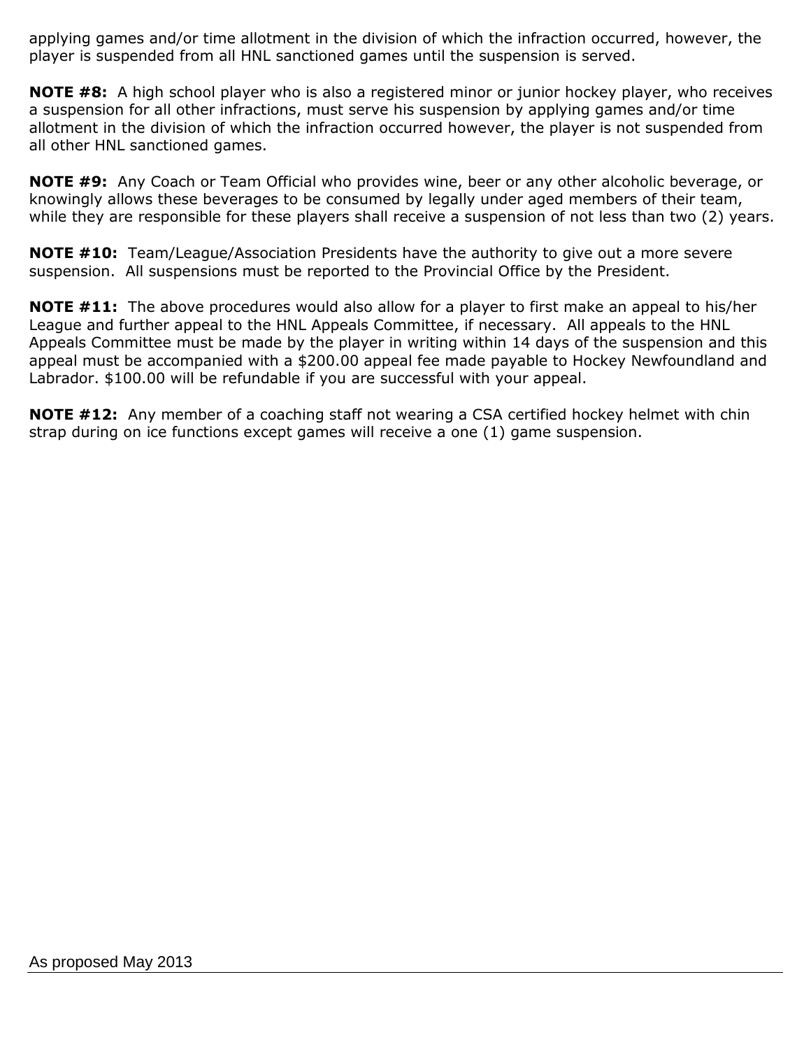applying games and/or time allotment in the division of which the infraction occurred, however, the player is suspended from all HNL sanctioned games until the suspension is served.

**NOTE #8:** A high school player who is also a registered minor or junior hockey player, who receives a suspension for all other infractions, must serve his suspension by applying games and/or time allotment in the division of which the infraction occurred however, the player is not suspended from all other HNL sanctioned games.

**NOTE #9:** Any Coach or Team Official who provides wine, beer or any other alcoholic beverage, or knowingly allows these beverages to be consumed by legally under aged members of their team, while they are responsible for these players shall receive a suspension of not less than two (2) years.

**NOTE #10:** Team/League/Association Presidents have the authority to give out a more severe suspension. All suspensions must be reported to the Provincial Office by the President.

**NOTE #11:** The above procedures would also allow for a player to first make an appeal to his/her League and further appeal to the HNL Appeals Committee, if necessary. All appeals to the HNL Appeals Committee must be made by the player in writing within 14 days of the suspension and this appeal must be accompanied with a $200.00 appeal fee made payable to Hockey Newfoundland and Labrador. $100.00 will be refundable if you are successful with your appeal.

**NOTE #12:** Any member of a coaching staff not wearing a CSA certified hockey helmet with chin strap during on ice functions except games will receive a one (1) game suspension.

As proposed May 2013